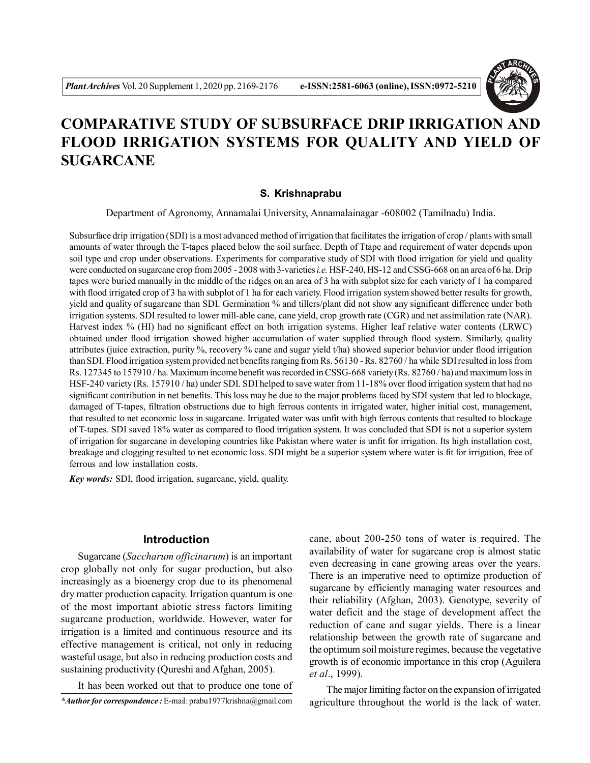# COMPARATIVE STUDY OF SUBSURFACE DRIP IRRIGATION AND FLOOD IRRIGATION SYSTEMS FOR QUALITY AND YIELD OF SUGARCANE

**S. Krishnaprabu**

Department of Agronomy, Annamalai University, Annamalainagar -608002 (Tamilnadu) India.

Subsurface drip irrigation (SDI) is a most advanced method of irrigation that facilitates the irrigation of crop / plants with small amounts of water through the T-tapes placed below the soil surface. Depth of Ttape and requirement of water depends upon soil type and crop under observations. Experiments for comparative study of SDI with flood irrigation for yield and quality were conducted on sugarcane crop from 2005 - 2008 with 3-varieties *i.e.* HSF-240, HS-12 and CSSG-668 on an area of 6 ha. Drip tapes were buried manually in the middle of the ridges on an area of 3 ha with subplot size for each variety of 1 ha compared with flood irrigated crop of 3 ha with subplot of 1 ha for each variety. Flood irrigation system showed better results for growth, yield and quality of sugarcane than SDI. Germination % and tillers/plant did not show any significant difference under both irrigation systems. SDI resulted to lower mill-able cane, cane yield, crop growth rate (CGR) and net assimilation rate (NAR). Harvest index % (HI) had no significant effect on both irrigation systems. Higher leaf relative water contents (LRWC) obtained under flood irrigation showed higher accumulation of water supplied through flood system. Similarly, quality attributes (juice extraction, purity %, recovery % cane and sugar yield t/ha) showed superior behavior under flood irrigation than SDI. Flood irrigation system provided net benefits ranging from Rs. 56130 - Rs. 82760 / ha while SDI resulted in loss from Rs. 127345 to 157910 / ha. Maximum income benefit was recorded in CSSG-668 variety (Rs. 82760 / ha) and maximum loss in HSF-240 variety (Rs. 157910 / ha) under SDI. SDI helped to save water from 11-18% over flood irrigation system that had no significant contribution in net benefits. This loss may be due to the major problems faced by SDI system that led to blockage, damaged of T-tapes, filtration obstructions due to high ferrous contents in irrigated water, higher initial cost, management, that resulted to net economic loss in sugarcane. Irrigated water was unfit with high ferrous contents that resulted to blockage of T-tapes. SDI saved 18% water as compared to flood irrigation system. It was concluded that SDI is not a superior system of irrigation for sugarcane in developing countries like Pakistan where water is unfit for irrigation. Its high installation cost, breakage and clogging resulted to net economic loss. SDI might be a superior system where water is fit for irrigation, free of ferrous and low installation costs.

*Key words:* SDI, flood irrigation, sugarcane, yield, quality.

## Introduction

Sugarcane (*Saccharum officinarum*) is an important crop globally not only for sugar production, but also increasingly as a bioenergy crop due to its phenomenal dry matter production capacity. Irrigation quantum is one of the most important abiotic stress factors limiting sugarcane production, worldwide. However, water for irrigation is a limited and continuous resource and its effective management is critical, not only in reducing wasteful usage, but also in reducing production costs and sustaining productivity (Qureshi and Afghan, 2005).

It has been worked out that to produce one tone of cane, about 200-250 tons of water is required. The availability of water for sugarcane crop is almost static even decreasing in cane growing areas over the years. There is an imperative need to optimize production of sugarcane by efficiently managing water resources and their reliability (Afghan, 2003). Genotype, severity of water deficit and the stage of development affect the reduction of cane and sugar yields. There is a linear relationship between the growth rate of sugarcane and the optimum soil moisture regimes, because the vegetative growth is of economic importance in this crop (Aguilera *et al*., 1999).

The major limiting factor on the expansion of irrigated agriculture throughout the world is the lack of water.

*\*Author for correspondence :* E-mail: prabu1977krishna@gmail.com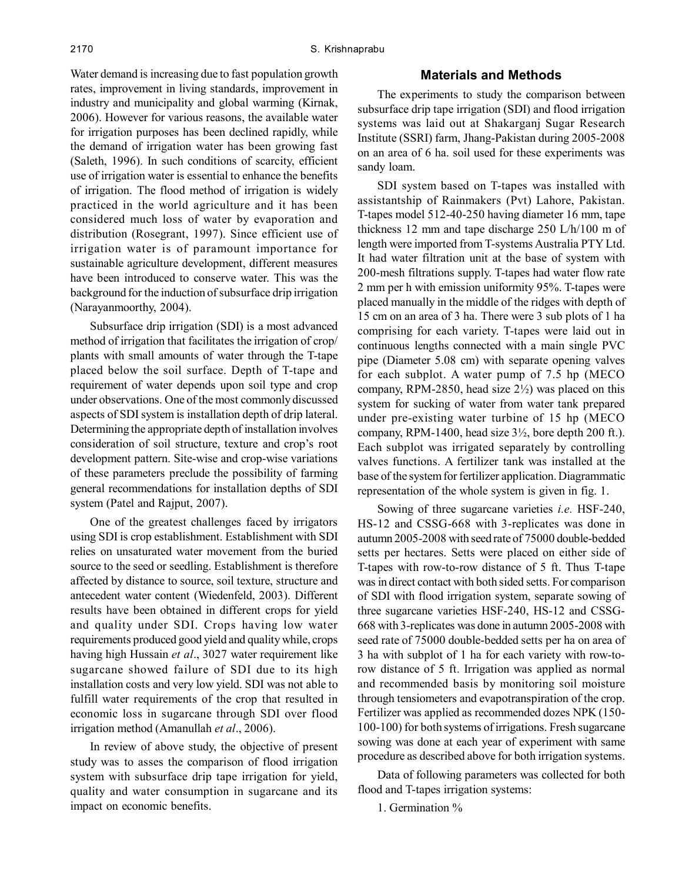Water demand is increasing due to fast population growth rates, improvement in living standards, improvement in industry and municipality and global warming (Kirnak, 2006). However for various reasons, the available water for irrigation purposes has been declined rapidly, while the demand of irrigation water has been growing fast (Saleth, 1996). In such conditions of scarcity, efficient use of irrigation water is essential to enhance the benefits of irrigation. The flood method of irrigation is widely practiced in the world agriculture and it has been considered much loss of water by evaporation and distribution (Rosegrant, 1997). Since efficient use of irrigation water is of paramount importance for sustainable agriculture development, different measures have been introduced to conserve water. This was the background for the induction of subsurface drip irrigation (Narayanmoorthy, 2004).

Subsurface drip irrigation (SDI) is a most advanced method of irrigation that facilitates the irrigation of crop/plants with small amounts of water through the T-tape placed below the soil surface. Depth of T-tape and requirement of water depends upon soil type and crop under observations. One of the most commonly discussed aspects of SDI system is installation depth of drip lateral. Determining the appropriate depth of installation involves consideration of soil structure, texture and crop's root development pattern. Site-wise and crop-wise variations of these parameters preclude the possibility of farming general recommendations for installation depths of SDI system (Patel and Rajput, 2007).

One of the greatest challenges faced by irrigators using SDI is crop establishment. Establishment with SDI relies on unsaturated water movement from the buried source to the seed or seedling. Establishment is therefore affected by distance to source, soil texture, structure and antecedent water content (Wiedenfeld, 2003). Different results have been obtained in different crops for yield and quality under SDI. Crops having low water requirements produced good yield and quality while, crops having high Hussain *et al*., 3027 water requirement like sugarcane showed failure of SDI due to its high installation costs and very low yield. SDI was not able to fulfill water requirements of the crop that resulted in economic loss in sugarcane through SDI over flood irrigation method (Amanullah *et al*., 2006).

In review of above study, the objective of present study was to asses the comparison of flood irrigation system with subsurface drip tape irrigation for yield, quality and water consumption in sugarcane and its impact on economic benefits.

## Materials and Methods

The experiments to study the comparison between subsurface drip tape irrigation (SDI) and flood irrigation systems was laid out at Shakarganj Sugar Research Institute (SSRI) farm, Jhang-Pakistan during 2005-2008 on an area of 6 ha. soil used for these experiments was sandy loam.

SDI system based on T-tapes was installed with assistantship of Rainmakers (Pvt) Lahore, Pakistan. T-tapes model 512-40-250 having diameter 16 mm, tape thickness 12 mm and tape discharge 250 L/h/100 m of length were imported from T-systems Australia PTY Ltd. It had water filtration unit at the base of system with 200-mesh filtrations supply. T-tapes had water flow rate 2 mm per h with emission uniformity 95%. T-tapes were placed manually in the middle of the ridges with depth of 15 cm on an area of 3 ha. There were 3 sub plots of 1 ha comprising for each variety. T-tapes were laid out in continuous lengths connected with a main single PVC pipe (Diameter 5.08 cm) with separate opening valves for each subplot. A water pump of 7.5 hp (MECO company, RPM-2850, head size 2½) was placed on this system for sucking of water from water tank prepared under pre-existing water turbine of 15 hp (MECO company, RPM-1400, head size 3½, bore depth 200 ft.). Each subplot was irrigated separately by controlling valves functions. A fertilizer tank was installed at the base of the system for fertilizer application. Diagrammatic representation of the whole system is given in fig. 1.

Sowing of three sugarcane varieties *i.e.* HSF-240, HS-12 and CSSG-668 with 3-replicates was done in autumn 2005-2008 with seed rate of 75000 double-bedded setts per hectares. Setts were placed on either side of T-tapes with row-to-row distance of 5 ft. Thus T-tape was in direct contact with both sided setts. For comparison of SDI with flood irrigation system, separate sowing of three sugarcane varieties HSF-240, HS-12 and CSSG-668 with 3-replicates was done in autumn 2005-2008 with seed rate of 75000 double-bedded setts per ha on area of 3 ha with subplot of 1 ha for each variety with row-to-row distance of 5 ft. Irrigation was applied as normal and recommended basis by monitoring soil moisture through tensiometers and evapotranspiration of the crop. Fertilizer was applied as recommended dozes NPK (150-100-100) for both systems of irrigations. Fresh sugarcane sowing was done at each year of experiment with same procedure as described above for both irrigation systems.

Data of following parameters was collected for both flood and T-tapes irrigation systems:

1. Germination %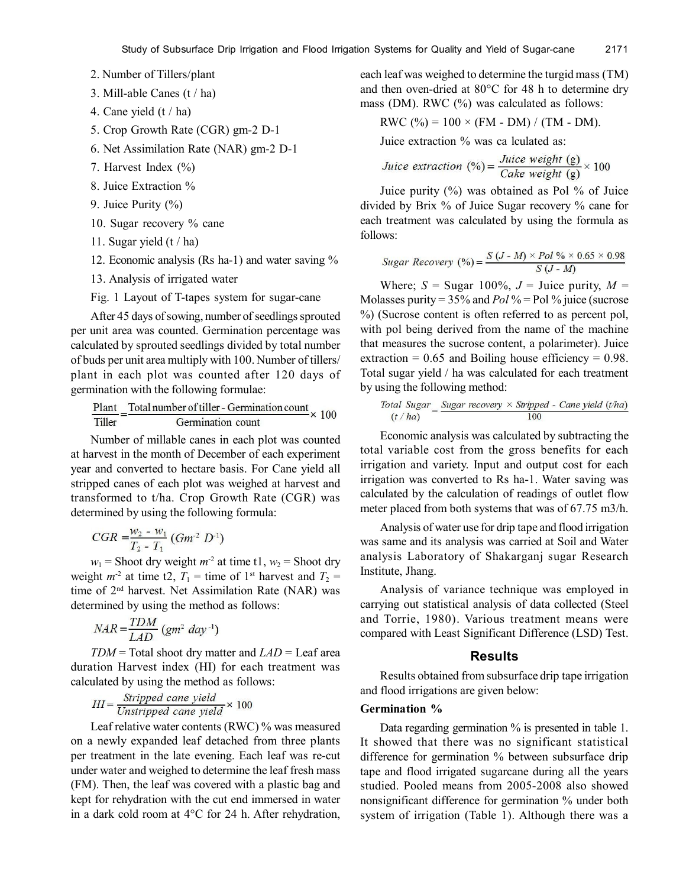2. Number of Tillers/plant

3. Mill-able Canes (t / ha)

4. Cane yield (t / ha)

5. Crop Growth Rate (CGR) gm-2 D-1

6. Net Assimilation Rate (NAR) gm-2 D-1

7. Harvest Index (%)

8. Juice Extraction %

9. Juice Purity (%)

10. Sugar recovery % cane

11. Sugar yield (t / ha)

12. Economic analysis (Rs ha-1) and water saving %

13. Analysis of irrigated water

Fig. 1 Layout of T-tapes system for sugar-cane

After 45 days of sowing, number of seedlings sprouted per unit area was counted. Germination percentage was calculated by sprouted seedlings divided by total number of buds per unit area multiply with 100. Number of tillers/plant in each plot was counted after 120 days of germination with the following formulae:

$$\frac{\text{Plant}}{\text{Tiller}} = \frac{\text{Total number of tiller - Germination count}}{\text{Germination count}} \times 100$$

Number of millable canes in each plot was counted at harvest in the month of December of each experiment year and converted to hectare basis. For Cane yield all stripped canes of each plot was weighed at harvest and transformed to t/ha. Crop Growth Rate (CGR) was determined by using the following formula:

$$CGR = \frac{w_2 - w_1}{T_2 - T_1} \ (Gm^{-2}\ D^{-1})$$

$w_1$ = Shoot dry weight $m^{-2}$ at time t1, $w_2$ = Shoot dry weight $m^{-2}$ at time t2, $T_1$ = time of 1st harvest and $T_2$ = time of 2nd harvest. Net Assimilation Rate (NAR) was determined by using the method as follows:

$$NAR = \frac{TDM}{LAD} \ (gm^2\ day^{-1})$$

*TDM* = Total shoot dry matter and *LAD* = Leaf area duration Harvest index (HI) for each treatment was calculated by using the method as follows:

$$HI = \frac{\text{Stripped cane yield}}{\text{Unstripped cane yield}} \times 100$$

Leaf relative water contents (RWC) % was measured on a newly expanded leaf detached from three plants per treatment in the late evening. Each leaf was re-cut under water and weighed to determine the leaf fresh mass (FM). Then, the leaf was covered with a plastic bag and kept for rehydration with the cut end immersed in water in a dark cold room at 4°C for 24 h. After rehydration, each leaf was weighed to determine the turgid mass (TM) and then oven-dried at 80°C for 48 h to determine dry mass (DM). RWC (%) was calculated as follows:

RWC (%) = 100 × (FM - DM) / (TM - DM).

Juice extraction % was ca lculated as:

$$\text{Juice extraction } (\%) = \frac{\text{Juice weight (g)}}{\text{Cake weight (g)}} \times 100$$

Juice purity (%) was obtained as Pol % of Juice divided by Brix % of Juice Sugar recovery % cane for each treatment was calculated by using the formula as follows:

$$\text{Sugar Recovery } (\%) = \frac{S\,(J - M) \times Pol\,\% \times 0.65 \times 0.98}{S\,(J - M)}$$

Where; *S* = Sugar 100%, *J* = Juice purity, *M* = Molasses purity = 35% and *Pol* % = Pol % juice (sucrose %) (Sucrose content is often referred to as percent pol, with pol being derived from the name of the machine that measures the sucrose content, a polarimeter). Juice extraction = 0.65 and Boiling house efficiency = 0.98. Total sugar yield / ha was calculated for each treatment by using the following method:

$$\text{Total Sugar } (t/ha) = \frac{\text{Sugar recovery} \times \text{Stripped - Cane yield } (t/ha)}{100}$$

Economic analysis was calculated by subtracting the total variable cost from the gross benefits for each irrigation and variety. Input and output cost for each irrigation was converted to Rs ha-1. Water saving was calculated by the calculation of readings of outlet flow meter placed from both systems that was of 67.75 m3/h.

Analysis of water use for drip tape and flood irrigation was same and its analysis was carried at Soil and Water analysis Laboratory of Shakarganj sugar Research Institute, Jhang.

Analysis of variance technique was employed in carrying out statistical analysis of data collected (Steel and Torrie, 1980). Various treatment means were compared with Least Significant Difference (LSD) Test.

## Results

Results obtained from subsurface drip tape irrigation and flood irrigations are given below:

### Germination %

Data regarding germination % is presented in table 1. It showed that there was no significant statistical difference for germination % between subsurface drip tape and flood irrigated sugarcane during all the years studied. Pooled means from 2005-2008 also showed nonsignificant difference for germination % under both system of irrigation (Table 1). Although there was a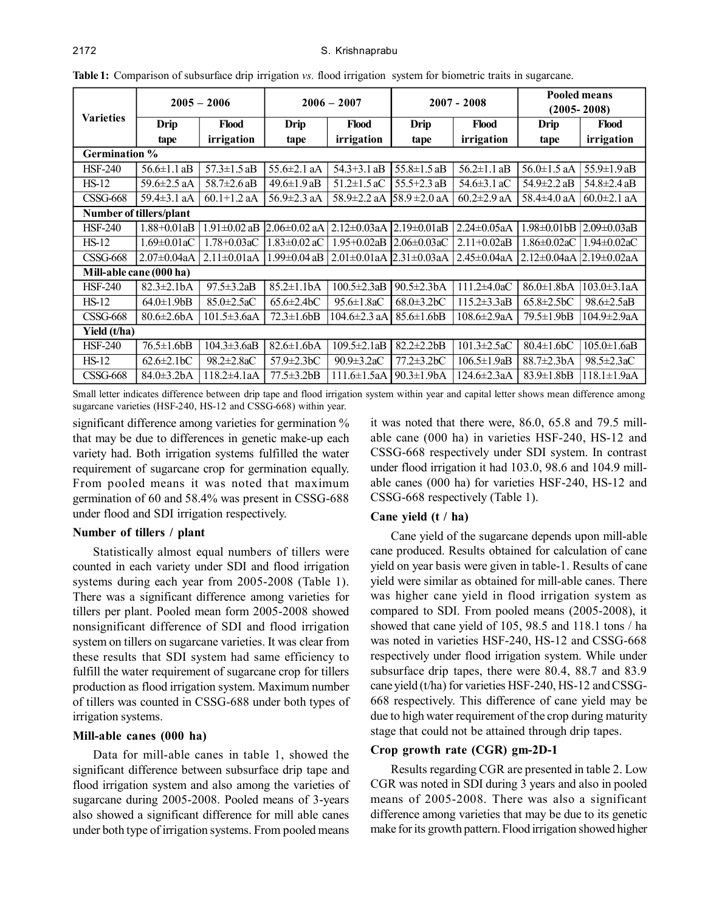**Table 1:** Comparison of subsurface drip irrigation *vs.* flood irrigation system for biometric traits in sugarcane.

| Varieties | 2005 – 2006 | | 2006 – 2007 | | 2007 - 2008 | | Pooled means (2005- 2008) | |
|---|---|---|---|---|---|---|---|---|
| | Drip tape | Flood irrigation | Drip tape | Flood irrigation | Drip tape | Flood irrigation | Drip tape | Flood irrigation |
| **Germination %** | | | | | | | | |
| HSF-240 | 56.6±1.1 aB | 57.3±1.5 aB | 55.6±2.1 aA | 54.3+3.1 aB | 55.8±1.5 aB | 56.2±1.1 aB | 56.0±1.5 aA | 55.9±1.9 aB |
| HS-12 | 59.6±2.5 aA | 58.7±2.6 aB | 49.6±1.9 aB | 51.2±1.5 aC | 55.5+2.3 aB | 54.6±3.1 aC | 54.9±2.2 aB | 54.8±2.4 aB |
| CSSG-668 | 59.4±3.1 aA | 60.1+1.2 aA | 56.9±2.3 aA | 58.9±2.2 aA | 58.9±2.0 aA | 60.2±2.9 aA | 58.4±4.0 aA | 60.0±2.1 aA |
| **Number of tillers/plant** | | | | | | | | |
| HSF-240 | 1.88+0.01aB | 1.91±0.02 aB | 2.06±0.02 aA | 2.12±0.03aA | 2.19±0.01aB | 2.24±0.05aA | 1.98±0.01bB | 2.09±0.03aB |
| HS-12 | 1.69±0.01aC | 1.78+0.03aC | 1.83±0.02 aC | 1.95+0.02aB | 2.06±0.03aC | 2.11+0.02aB | 1.86±0.02aC | 1.94±0.02aC |
| CSSG-668 | 2.07±0.04aA | 2.11±0.01aA | 1.99±0.04 aB | 2.01±0.01aA | 2.31±0.03aA | 2.45±0.04aA | 2.12±0.04aA | 2.19±0.02aA |
| **Mill-able cane (000 ha)** | | | | | | | | |
| HSF-240 | 82.3±2.1bA | 97.5±3.2aB | 85.2±1.1bA | 100.5±2.3aB | 90.5±2.3bA | 111.2±4.0aC | 86.0±1.8bA | 103.0±3.1aA |
| HS-12 | 64.0±1.9bB | 85.0±2.5aC | 65.6±2.4bC | 95.6±1.8aC | 68.0±3.2bC | 115.2±3.3aB | 65.8±2.5bC | 98.6±2.5aB |
| CSSG-668 | 80.6±2.6bA | 101.5±3.6aA | 72.3±1.6bB | 104.6±2.3 aA | 85.6±1.6bB | 108.6±2.9aA | 79.5±1.9bB | 104.9±2.9aA |
| **Yield (t/ha)** | | | | | | | | |
| HSF-240 | 76.5±1.6bB | 104.3±3.6aB | 82.6±1.6bA | 109.5±2.1aB | 82.2±2.2bB | 101.3±2.5aC | 80.4±1.6bC | 105.0±1.6aB |
| HS-12 | 62.6±2.1bC | 98.2±2.8aC | 57.9±2.3bC | 90.9±3.2aC | 77.2±3.2bC | 106.5±1.9aB | 88.7±2.3bA | 98.5±2.3aC |
| CSSG-668 | 84.0±3.2bA | 118.2±4.1aA | 77.5±3.2bB | 111.6±1.5aA | 90.3±1.9bA | 124.6±2.3aA | 83.9±1.8bB | 118.1±1.9aA |

Small letter indicates difference between drip tape and flood irrigation system within year and capital letter shows mean difference among sugarcane varieties (HSF-240, HS-12 and CSSG-668) within year.

significant difference among varieties for germination % that may be due to differences in genetic make-up each variety had. Both irrigation systems fulfilled the water requirement of sugarcane crop for germination equally. From pooled means it was noted that maximum germination of 60 and 58.4% was present in CSSG-688 under flood and SDI irrigation respectively.

### Number of tillers / plant

Statistically almost equal numbers of tillers were counted in each variety under SDI and flood irrigation systems during each year from 2005-2008 (Table 1). There was a significant difference among varieties for tillers per plant. Pooled mean form 2005-2008 showed nonsignificant difference of SDI and flood irrigation system on tillers on sugarcane varieties. It was clear from these results that SDI system had same efficiency to fulfill the water requirement of sugarcane crop for tillers production as flood irrigation system. Maximum number of tillers was counted in CSSG-688 under both types of irrigation systems.

### Mill-able canes (000 ha)

Data for mill-able canes in table 1, showed the significant difference between subsurface drip tape and flood irrigation system and also among the varieties of sugarcane during 2005-2008. Pooled means of 3-years also showed a significant difference for mill able canes under both type of irrigation systems. From pooled means it was noted that there were, 86.0, 65.8 and 79.5 mill-able cane (000 ha) in varieties HSF-240, HS-12 and CSSG-668 respectively under SDI system. In contrast under flood irrigation it had 103.0, 98.6 and 104.9 mill-able canes (000 ha) for varieties HSF-240, HS-12 and CSSG-668 respectively (Table 1).

### Cane yield (t / ha)

Cane yield of the sugarcane depends upon mill-able cane produced. Results obtained for calculation of cane yield on year basis were given in table-1. Results of cane yield were similar as obtained for mill-able canes. There was higher cane yield in flood irrigation system as compared to SDI. From pooled means (2005-2008), it showed that cane yield of 105, 98.5 and 118.1 tons / ha was noted in varieties HSF-240, HS-12 and CSSG-668 respectively under flood irrigation system. While under subsurface drip tapes, there were 80.4, 88.7 and 83.9 cane yield (t/ha) for varieties HSF-240, HS-12 and CSSG-668 respectively. This difference of cane yield may be due to high water requirement of the crop during maturity stage that could not be attained through drip tapes.

### Crop growth rate (CGR) gm-2D-1

Results regarding CGR are presented in table 2. Low CGR was noted in SDI during 3 years and also in pooled means of 2005-2008. There was also a significant difference among varieties that may be due to its genetic make for its growth pattern. Flood irrigation showed higher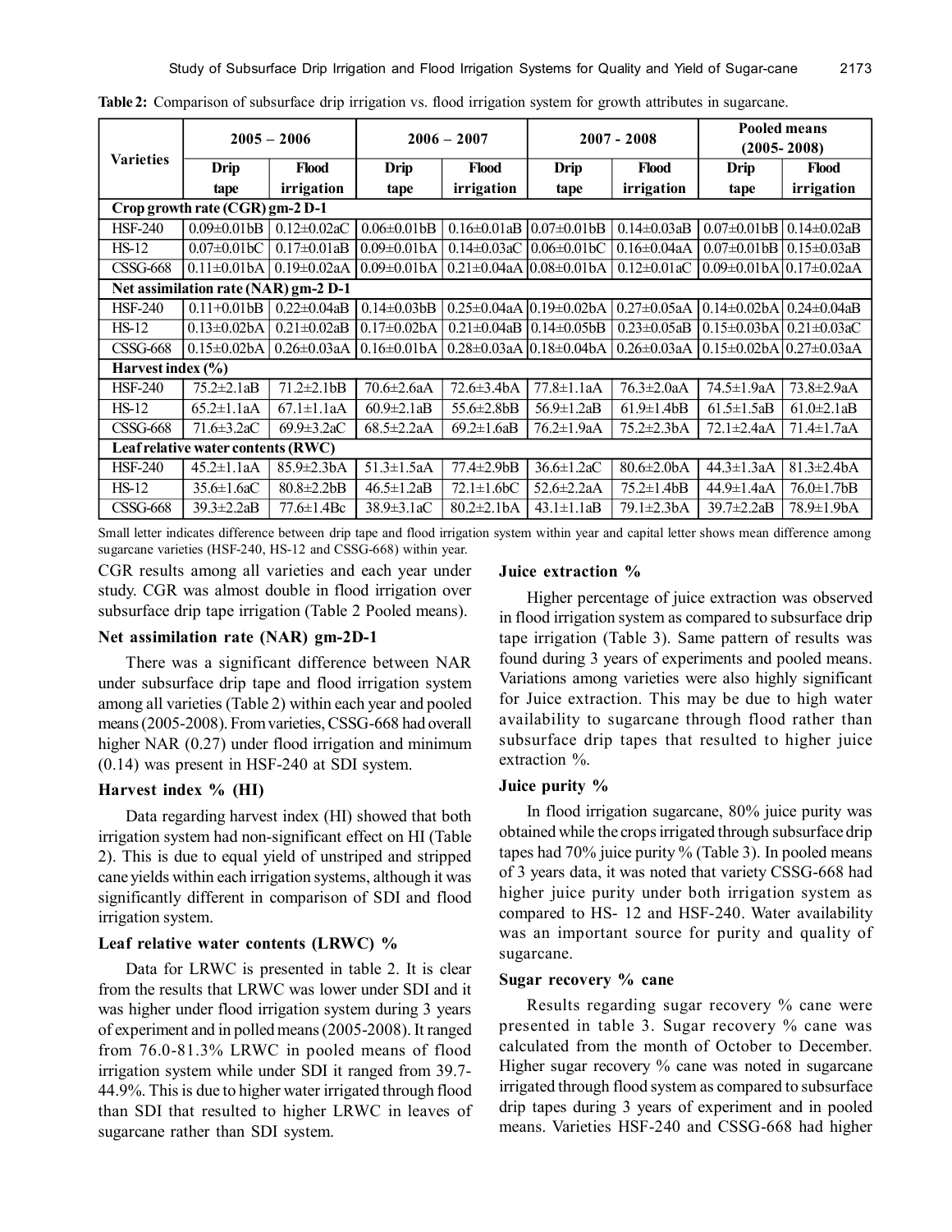**Table 2:** Comparison of subsurface drip irrigation vs. flood irrigation system for growth attributes in sugarcane.

| Varieties | 2005 – 2006 | | 2006 – 2007 | | 2007 - 2008 | | Pooled means (2005- 2008) | |
|---|---|---|---|---|---|---|---|---|
| | Drip tape | Flood irrigation | Drip tape | Flood irrigation | Drip tape | Flood irrigation | Drip tape | Flood irrigation |
| **Crop growth rate (CGR) gm-2 D-1** | | | | | | | | |
| HSF-240 | 0.09±0.01bB | 0.12±0.02aC | 0.06±0.01bB | 0.16±0.01aB | 0.07±0.01bB | 0.14±0.03aB | 0.07±0.01bB | 0.14±0.02aB |
| HS-12 | 0.07±0.01bC | 0.17±0.01aB | 0.09±0.01bA | 0.14±0.03aC | 0.06±0.01bC | 0.16±0.04aA | 0.07±0.01bB | 0.15±0.03aB |
| CSSG-668 | 0.11±0.01bA | 0.19±0.02aA | 0.09±0.01bA | 0.21±0.04aA | 0.08±0.01bA | 0.12±0.01aC | 0.09±0.01bA | 0.17±0.02aA |
| **Net assimilation rate (NAR) gm-2 D-1** | | | | | | | | |
| HSF-240 | 0.11+0.01bB | 0.22±0.04aB | 0.14±0.03bB | 0.25±0.04aA | 0.19±0.02bA | 0.27±0.05aA | 0.14±0.02bA | 0.24±0.04aB |
| HS-12 | 0.13±0.02bA | 0.21±0.02aB | 0.17±0.02bA | 0.21±0.04aB | 0.14±0.05bB | 0.23±0.05aB | 0.15±0.03bA | 0.21±0.03aC |
| CSSG-668 | 0.15±0.02bA | 0.26±0.03aA | 0.16±0.01bA | 0.28±0.03aA | 0.18±0.04bA | 0.26±0.03aA | 0.15±0.02bA | 0.27±0.03aA |
| **Harvest index (%)** | | | | | | | | |
| HSF-240 | 75.2±2.1aB | 71.2±2.1bB | 70.6±2.6aA | 72.6±3.4bA | 77.8±1.1aA | 76.3±2.0aA | 74.5±1.9aA | 73.8±2.9aA |
| HS-12 | 65.2±1.1aA | 67.1±1.1aA | 60.9±2.1aB | 55.6±2.8bB | 56.9±1.2aB | 61.9±1.4bB | 61.5±1.5aB | 61.0±2.1aB |
| CSSG-668 | 71.6±3.2aC | 69.9±3.2aC | 68.5±2.2aA | 69.2±1.6aB | 76.2±1.9aA | 75.2±2.3bA | 72.1±2.4aA | 71.4±1.7aA |
| **Leaf relative water contents (RWC)** | | | | | | | | |
| HSF-240 | 45.2±1.1aA | 85.9±2.3bA | 51.3±1.5aA | 77.4±2.9bB | 36.6±1.2aC | 80.6±2.0bA | 44.3±1.3aA | 81.3±2.4bA |
| HS-12 | 35.6±1.6aC | 80.8±2.2bB | 46.5±1.2aB | 72.1±1.6bC | 52.6±2.2aA | 75.2±1.4bB | 44.9±1.4aA | 76.0±1.7bB |
| CSSG-668 | 39.3±2.2aB | 77.6±1.4Bc | 38.9±3.1aC | 80.2±2.1bA | 43.1±1.1aB | 79.1±2.3bA | 39.7±2.2aB | 78.9±1.9bA |

Small letter indicates difference between drip tape and flood irrigation system within year and capital letter shows mean difference among sugarcane varieties (HSF-240, HS-12 and CSSG-668) within year.

CGR results among all varieties and each year under study. CGR was almost double in flood irrigation over subsurface drip tape irrigation (Table 2 Pooled means).

### Net assimilation rate (NAR) gm-2D-1

There was a significant difference between NAR under subsurface drip tape and flood irrigation system among all varieties (Table 2) within each year and pooled means (2005-2008). From varieties, CSSG-668 had overall higher NAR (0.27) under flood irrigation and minimum (0.14) was present in HSF-240 at SDI system.

### Harvest index % (HI)

Data regarding harvest index (HI) showed that both irrigation system had non-significant effect on HI (Table 2). This is due to equal yield of unstriped and stripped cane yields within each irrigation systems, although it was significantly different in comparison of SDI and flood irrigation system.

### Leaf relative water contents (LRWC) %

Data for LRWC is presented in table 2. It is clear from the results that LRWC was lower under SDI and it was higher under flood irrigation system during 3 years of experiment and in polled means (2005-2008). It ranged from 76.0-81.3% LRWC in pooled means of flood irrigation system while under SDI it ranged from 39.7-44.9%. This is due to higher water irrigated through flood than SDI that resulted to higher LRWC in leaves of sugarcane rather than SDI system.

### Juice extraction %

Higher percentage of juice extraction was observed in flood irrigation system as compared to subsurface drip tape irrigation (Table 3). Same pattern of results was found during 3 years of experiments and pooled means. Variations among varieties were also highly significant for Juice extraction. This may be due to high water availability to sugarcane through flood rather than subsurface drip tapes that resulted to higher juice extraction %.

### Juice purity %

In flood irrigation sugarcane, 80% juice purity was obtained while the crops irrigated through subsurface drip tapes had 70% juice purity % (Table 3). In pooled means of 3 years data, it was noted that variety CSSG-668 had higher juice purity under both irrigation system as compared to HS- 12 and HSF-240. Water availability was an important source for purity and quality of sugarcane.

### Sugar recovery % cane

Results regarding sugar recovery % cane were presented in table 3. Sugar recovery % cane was calculated from the month of October to December. Higher sugar recovery % cane was noted in sugarcane irrigated through flood system as compared to subsurface drip tapes during 3 years of experiment and in pooled means. Varieties HSF-240 and CSSG-668 had higher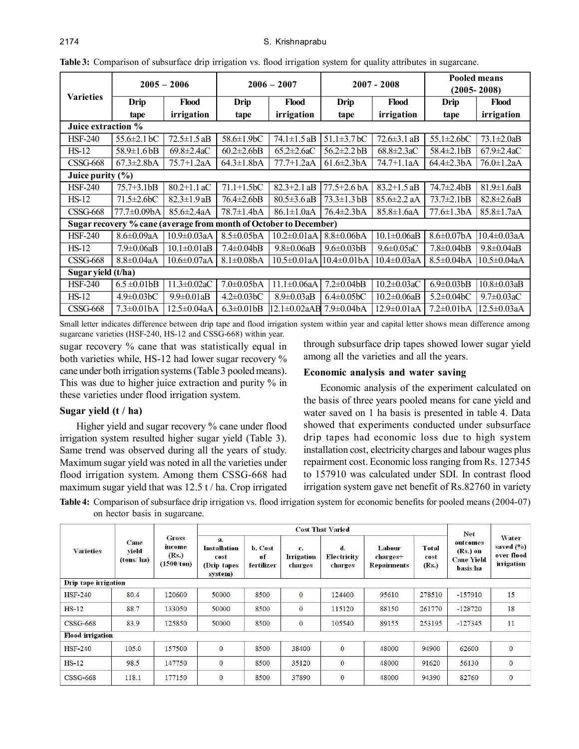**Table 3:** Comparison of subsurface drip irrigation vs. flood irrigation system for quality attributes in sugarcane.

| Varieties | 2005 – 2006 | | 2006 – 2007 | | 2007 - 2008 | | Pooled means (2005- 2008) | |
|---|---|---|---|---|---|---|---|---|
| | Drip tape | Flood irrigation | Drip tape | Flood irrigation | Drip tape | Flood irrigation | Drip tape | Flood irrigation |
| **Juice extraction %** | | | | | | | | |
| HSF-240 | 55.6±2.1 bC | 72.5±1.5 aB | 58.6±1.9bC | 74.1±1.5 aB | 51.1±3.7 bC | 72.6±3.1 aB | 55.1±2.6bC | 73.1±2.0aB |
| HS-12 | 58.9±1.6 bB | 69.8±2.4aC | 60.2±2.6bB | 65.2±2.6aC | 56.2±2.2 bB | 68.8±2.3aC | 58.4±2.1bB | 67.9±2.4aC |
| CSSG-668 | 67.3±2.8bA | 75.7+1.2aA | 64.3±1.8bA | 77.7+1.2aA | 61.6±2.3bA | 74.7+1.1aA | 64.4±2.3bA | 76.0±1.2aA |
| **Juice purity (%)** | | | | | | | | |
| HSF-240 | 75.7+3.1bB | 80.2+1.1 aC | 71.1+1.5bC | 82.3+2.1 aB | 77.5+2.6 bA | 83.2+1.5 aB | 74.7±2.4bB | 81.9±1.6aB |
| HS-12 | 71.5±2.6bC | 82.3±1.9 aB | 76.4±2.6bB | 80.5±3.6 aB | 73.3±1.3 bB | 85.6±2.2 aA | 73.7±2.1bB | 82.8±2.6aB |
| CSSG-668 | 77.7±0.09bA | 85.6±2.4aA | 78.7±1.4bA | 86.1±1.0aA | 76.4±2.3bA | 85.8±1.6aA | 77.6±1.3bA | 85.8±1.7aA |
| **Sugar recovery % cane (average from month of October to December)** | | | | | | | | |
| HSF-240 | 8.6±0.09aA | 10.9±0.03aA | 8.5±0.05bA | 10.2±0.01aA | 8.8±0.06bA | 10.1±0.06aB | 8.6±0.07bA | 10.4±0.03aA |
| HS-12 | 7.9±0.06aB | 10.1±0.01aB | 7.4±0.04bB | 9.8±0.06aB | 9.6±0.03bB | 9.6±0.05aC | 7.8±0.04bB | 9.8±0.04aB |
| CSSG-668 | 8.8±0.04aA | 10.6±0.07aA | 8.1±0.08bA | 10.5±0.01aA | 10.4±0.01bA | 10.4±0.03aA | 8.5±0.04bA | 10.5±0.04aA |
| **Sugar yield (t/ha)** | | | | | | | | |
| HSF-240 | 6.5 ±0.01bB | 11.3±0.02aC | 7.0±0.05bA | 11.1±0.06aA | 7.2±0.04bB | 10.2±0.03aC | 6.9±0.03bB | 10.8±0.03aB |
| HS-12 | 4.9±0.03bC | 9.9±0.01aB | 4.2±0.03bC | 8.9±0.03aB | 6.4±0.05bC | 10.2±0.06aB | 5.2±0.04bC | 9.7±0.03aC |
| CSSG-668 | 7.3±0.01bA | 12.5±0.04aA | 6.3±0.01bB | 12.1±0.02aAB | 7.9±0.04bA | 12.9±0.01aA | 7.2±0.01bA | 12.5±0.03aA |

Small letter indicates difference between drip tape and flood irrigation system within year and capital letter shows mean difference among sugarcane varieties (HSF-240, HS-12 and CSSG-668) within year.

sugar recovery % cane that was statistically equal in both varieties while, HS-12 had lower sugar recovery % cane under both irrigation systems (Table 3 pooled means). This was due to higher juice extraction and purity % in these varieties under flood irrigation system.

### Sugar yield (t / ha)

Higher yield and sugar recovery % cane under flood irrigation system resulted higher sugar yield (Table 3). Same trend was observed during all the years of study. Maximum sugar yield was noted in all the varieties under flood irrigation system. Among them CSSG-668 had maximum sugar yield that was 12.5 t / ha. Crop irrigated through subsurface drip tapes showed lower sugar yield among all the varieties and all the years.

### Economic analysis and water saving

Economic analysis of the experiment calculated on the basis of three years pooled means for cane yield and water saved on 1 ha basis is presented in table 4. Data showed that experiments conducted under subsurface drip tapes had economic loss due to high system installation cost, electricity charges and labour wages plus repairment cost. Economic loss ranging from Rs. 127345 to 157910 was calculated under SDI. In contrast flood irrigation system gave net benefit of Rs.82760 in variety

**Table 4:** Comparison of subsurface drip irrigation vs. flood irrigation system for economic benefits for pooled means (2004-07) on hector basis in sugarcane.

| Varieties | Cane yield (tons/ ha) | Gross income (Rs.) (1500/ton) | Cost That Varied | | | | | | Net outcomes (Rs.) on Cane Yield basis/ha | Water saved (%) over flood irrigation |
|---|---|---|---|---|---|---|---|---|---|---|
| | | | a. Installation cost (Drip tapes system) | b. Cost of fertilizer | c. Irrigation charges | d. Electricity charges | Labour charges+ Repairments | Total cost (Rs.) | | |
| **Drip tape irrigation** | | | | | | | | | | |
| HSF-240 | 80.4 | 120600 | 50000 | 8500 | 0 | 124400 | 95610 | 278510 | -157910 | 15 |
| HS-12 | 88.7 | 133050 | 50000 | 8500 | 0 | 115120 | 88150 | 261770 | -128720 | 18 |
| CSSG-668 | 83.9 | 125850 | 50000 | 8500 | 0 | 105540 | 89155 | 253195 | -127345 | 11 |
| **Flood irrigation** | | | | | | | | | | |
| HSF-240 | 105.0 | 157500 | 0 | 8500 | 38400 | 0 | 48000 | 94900 | 62600 | 0 |
| HS-12 | 98.5 | 147750 | 0 | 8500 | 35120 | 0 | 48000 | 91620 | 56130 | 0 |
| CSSG-668 | 118.1 | 177150 | 0 | 8500 | 37890 | 0 | 48000 | 94390 | 82760 | 0 |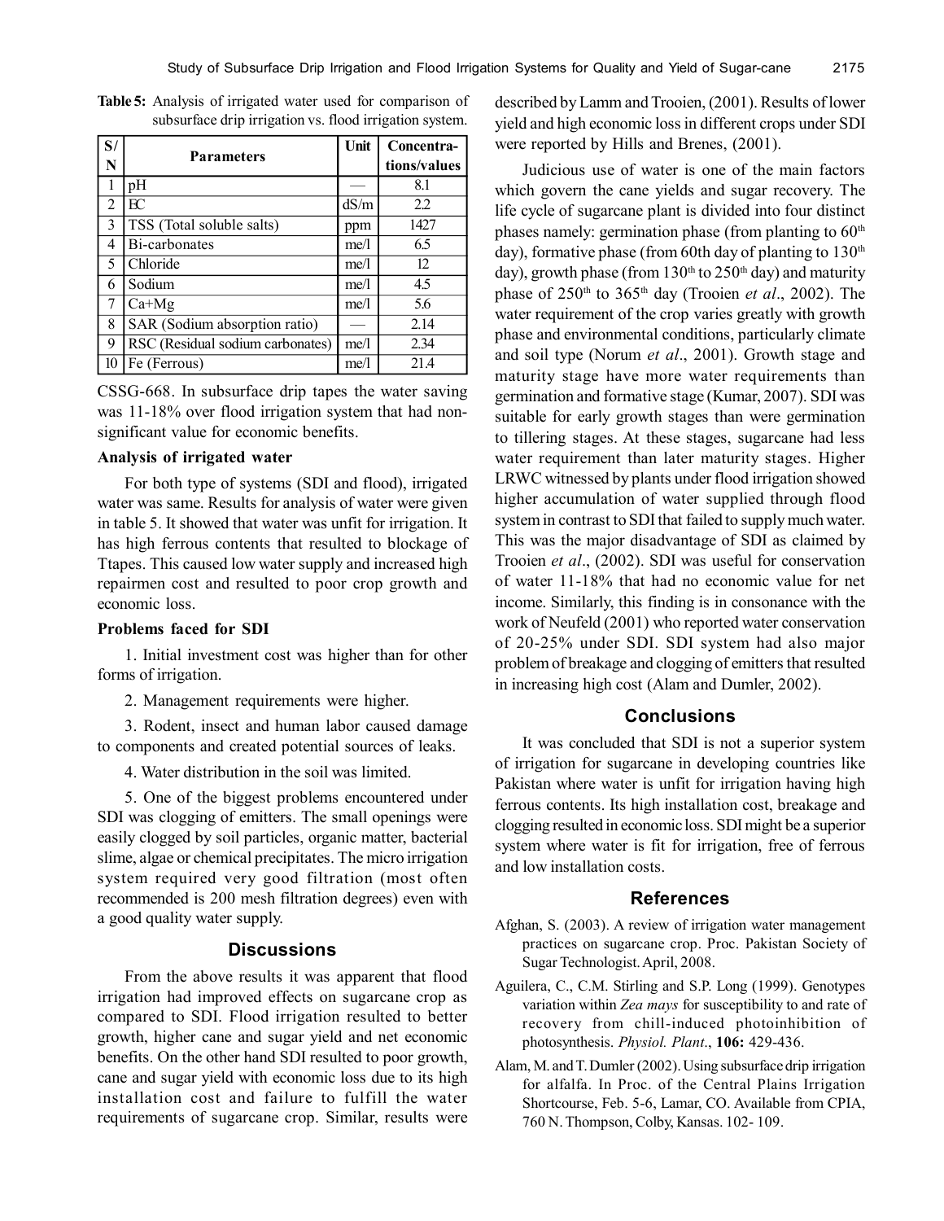**Table 5:** Analysis of irrigated water used for comparison of subsurface drip irrigation vs. flood irrigation system.

| S/N | Parameters | Unit | Concentrations/values |
|---|---|---|---|
| 1 | pH | — | 8.1 |
| 2 | EC | dS/m | 2.2 |
| 3 | TSS (Total soluble salts) | ppm | 1427 |
| 4 | Bi-carbonates | me/l | 6.5 |
| 5 | Chloride | me/l | 12 |
| 6 | Sodium | me/l | 4.5 |
| 7 | Ca+Mg | me/l | 5.6 |
| 8 | SAR (Sodium absorption ratio) | — | 2.14 |
| 9 | RSC (Residual sodium carbonates) | me/l | 2.34 |
| 10 | Fe (Ferrous) | me/l | 21.4 |

CSSG-668. In subsurface drip tapes the water saving was 11-18% over flood irrigation system that had non-significant value for economic benefits.

**Analysis of irrigated water**

For both type of systems (SDI and flood), irrigated water was same. Results for analysis of water were given in table 5. It showed that water was unfit for irrigation. It has high ferrous contents that resulted to blockage of Ttapes. This caused low water supply and increased high repairmen cost and resulted to poor crop growth and economic loss.

**Problems faced for SDI**

1. Initial investment cost was higher than for other forms of irrigation.

2. Management requirements were higher.

3. Rodent, insect and human labor caused damage to components and created potential sources of leaks.

4. Water distribution in the soil was limited.

5. One of the biggest problems encountered under SDI was clogging of emitters. The small openings were easily clogged by soil particles, organic matter, bacterial slime, algae or chemical precipitates. The micro irrigation system required very good filtration (most often recommended is 200 mesh filtration degrees) even with a good quality water supply.

## Discussions

From the above results it was apparent that flood irrigation had improved effects on sugarcane crop as compared to SDI. Flood irrigation resulted to better growth, higher cane and sugar yield and net economic benefits. On the other hand SDI resulted to poor growth, cane and sugar yield with economic loss due to its high installation cost and failure to fulfill the water requirements of sugarcane crop. Similar, results were described by Lamm and Trooien, (2001). Results of lower yield and high economic loss in different crops under SDI were reported by Hills and Brenes, (2001).

Judicious use of water is one of the main factors which govern the cane yields and sugar recovery. The life cycle of sugarcane plant is divided into four distinct phases namely: germination phase (from planting to 60$^{th}$ day), formative phase (from 60th day of planting to 130$^{th}$ day), growth phase (from 130$^{th}$ to 250$^{th}$ day) and maturity phase of 250$^{th}$ to 365$^{th}$ day (Trooien *et al*., 2002). The water requirement of the crop varies greatly with growth phase and environmental conditions, particularly climate and soil type (Norum *et al*., 2001). Growth stage and maturity stage have more water requirements than germination and formative stage (Kumar, 2007). SDI was suitable for early growth stages than were germination to tillering stages. At these stages, sugarcane had less water requirement than later maturity stages. Higher LRWC witnessed by plants under flood irrigation showed higher accumulation of water supplied through flood system in contrast to SDI that failed to supply much water. This was the major disadvantage of SDI as claimed by Trooien *et al*., (2002). SDI was useful for conservation of water 11-18% that had no economic value for net income. Similarly, this finding is in consonance with the work of Neufeld (2001) who reported water conservation of 20-25% under SDI. SDI system had also major problem of breakage and clogging of emitters that resulted in increasing high cost (Alam and Dumler, 2002).

## Conclusions

It was concluded that SDI is not a superior system of irrigation for sugarcane in developing countries like Pakistan where water is unfit for irrigation having high ferrous contents. Its high installation cost, breakage and clogging resulted in economic loss. SDI might be a superior system where water is fit for irrigation, free of ferrous and low installation costs.

## References

Afghan, S. (2003). A review of irrigation water management practices on sugarcane crop. Proc. Pakistan Society of Sugar Technologist. April, 2008.

Aguilera, C., C.M. Stirling and S.P. Long (1999). Genotypes variation within *Zea mays* for susceptibility to and rate of recovery from chill-induced photoinhibition of photosynthesis. *Physiol. Plant*., **106:** 429-436.

Alam, M. and T. Dumler (2002). Using subsurface drip irrigation for alfalfa. In Proc. of the Central Plains Irrigation Shortcourse, Feb. 5-6, Lamar, CO. Available from CPIA, 760 N. Thompson, Colby, Kansas. 102- 109.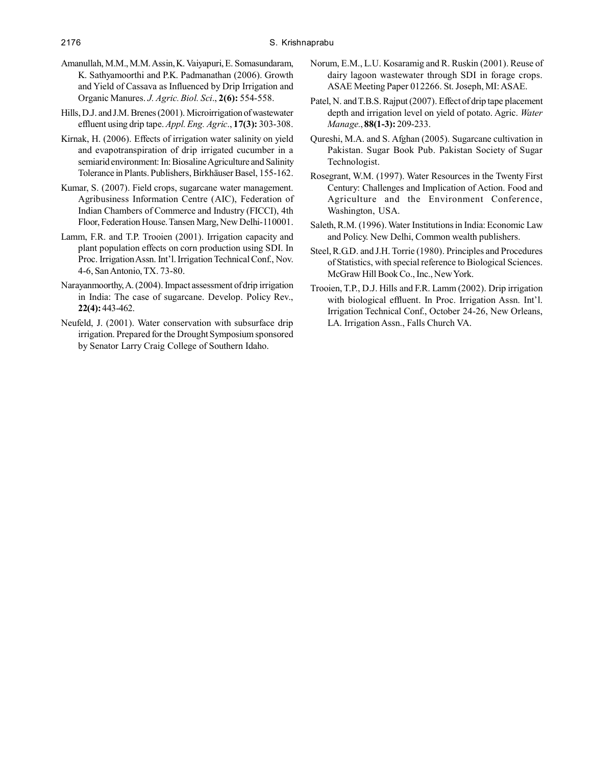Amanullah, M.M., M.M. Assin, K. Vaiyapuri, E. Somasundaram, K. Sathyamoorthi and P.K. Padmanathan (2006). Growth and Yield of Cassava as Influenced by Drip Irrigation and Organic Manures. *J. Agric. Biol. Sci*., **2(6):** 554-558.

Hills, D.J. and J.M. Brenes (2001). Microirrigation of wastewater effluent using drip tape. *Appl. Eng. Agric*., **17(3):** 303-308.

Kirnak, H. (2006). Effects of irrigation water salinity on yield and evapotranspiration of drip irrigated cucumber in a semiarid environment: In: Biosaline Agriculture and Salinity Tolerance in Plants. Publishers, Birkhäuser Basel, 155-162.

Kumar, S. (2007). Field crops, sugarcane water management. Agribusiness Information Centre (AIC), Federation of Indian Chambers of Commerce and Industry (FICCI), 4th Floor, Federation House. Tansen Marg, New Delhi-110001.

Lamm, F.R. and T.P. Trooien (2001). Irrigation capacity and plant population effects on corn production using SDI. In Proc. Irrigation Assn. Int'l. Irrigation Technical Conf., Nov. 4-6, San Antonio, TX. 73-80.

Narayanmoorthy, A. (2004). Impact assessment of drip irrigation in India: The case of sugarcane. Develop. Policy Rev., **22(4):** 443-462.

Neufeld, J. (2001). Water conservation with subsurface drip irrigation. Prepared for the Drought Symposium sponsored by Senator Larry Craig College of Southern Idaho.

Norum, E.M., L.U. Kosaramig and R. Ruskin (2001). Reuse of dairy lagoon wastewater through SDI in forage crops. ASAE Meeting Paper 012266. St. Joseph, MI: ASAE.

Patel, N. and T.B.S. Rajput (2007). Effect of drip tape placement depth and irrigation level on yield of potato. Agric. *Water Manage.*, **88(1-3):** 209-233.

Qureshi, M.A. and S. Afghan (2005). Sugarcane cultivation in Pakistan. Sugar Book Pub. Pakistan Society of Sugar Technologist.

Rosegrant, W.M. (1997). Water Resources in the Twenty First Century: Challenges and Implication of Action. Food and Agriculture and the Environment Conference, Washington, USA.

Saleth, R.M. (1996). Water Institutions in India: Economic Law and Policy. New Delhi, Common wealth publishers.

Steel, R.G.D. and J.H. Torrie (1980). Principles and Procedures of Statistics, with special reference to Biological Sciences. McGraw Hill Book Co., Inc., New York.

Trooien, T.P., D.J. Hills and F.R. Lamm (2002). Drip irrigation with biological effluent. In Proc. Irrigation Assn. Int'l. Irrigation Technical Conf., October 24-26, New Orleans, LA. Irrigation Assn., Falls Church VA.